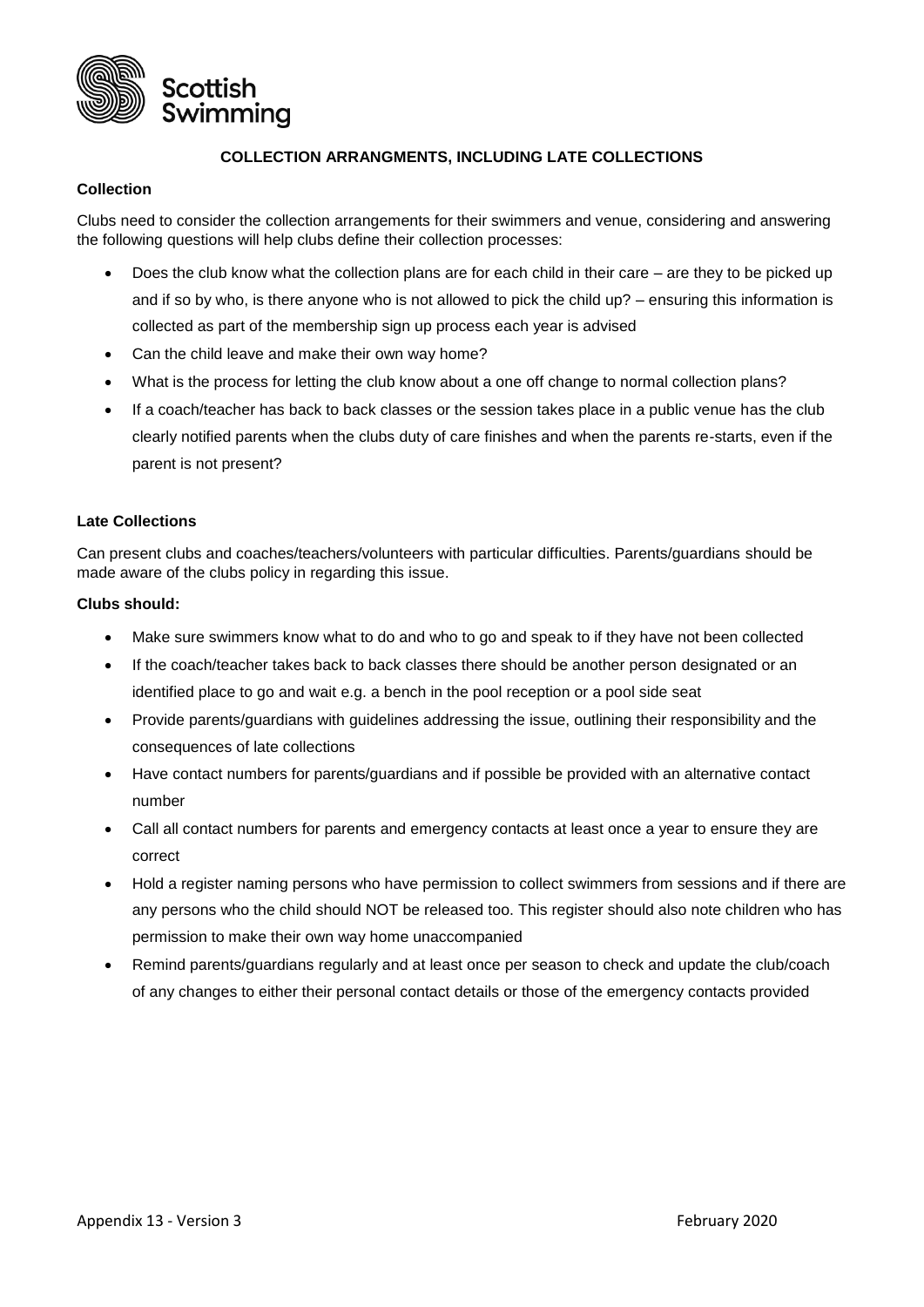Scottish Swimming

## COLLECTION ARRANGMENTS, INCLUDING LATE COLLECTIONS

### Collection

Clubs need to consider the collection arrangements for their swimmers and venue, considering and answering the following questions will help clubs define their collection processes:

- Does the club know what the collection plans are for each child in their care – are they to be picked up and if so by who, is there anyone who is not allowed to pick the child up? – ensuring this information is collected as part of the membership sign up process each year is advised
- Can the child leave and make their own way home?
- What is the process for letting the club know about a one off change to normal collection plans?
- If a coach/teacher has back to back classes or the session takes place in a public venue has the club clearly notified parents when the clubs duty of care finishes and when the parents re-starts, even if the parent is not present?

### Late Collections

Can present clubs and coaches/teachers/volunteers with particular difficulties. Parents/guardians should be made aware of the clubs policy in regarding this issue.

**Clubs should:**

- Make sure swimmers know what to do and who to go and speak to if they have not been collected
- If the coach/teacher takes back to back classes there should be another person designated or an identified place to go and wait e.g. a bench in the pool reception or a pool side seat
- Provide parents/guardians with guidelines addressing the issue, outlining their responsibility and the consequences of late collections
- Have contact numbers for parents/guardians and if possible be provided with an alternative contact number
- Call all contact numbers for parents and emergency contacts at least once a year to ensure they are correct
- Hold a register naming persons who have permission to collect swimmers from sessions and if there are any persons who the child should NOT be released too. This register should also note children who has permission to make their own way home unaccompanied
- Remind parents/guardians regularly and at least once per season to check and update the club/coach of any changes to either their personal contact details or those of the emergency contacts provided

Appendix 13 - Version 3 February 2020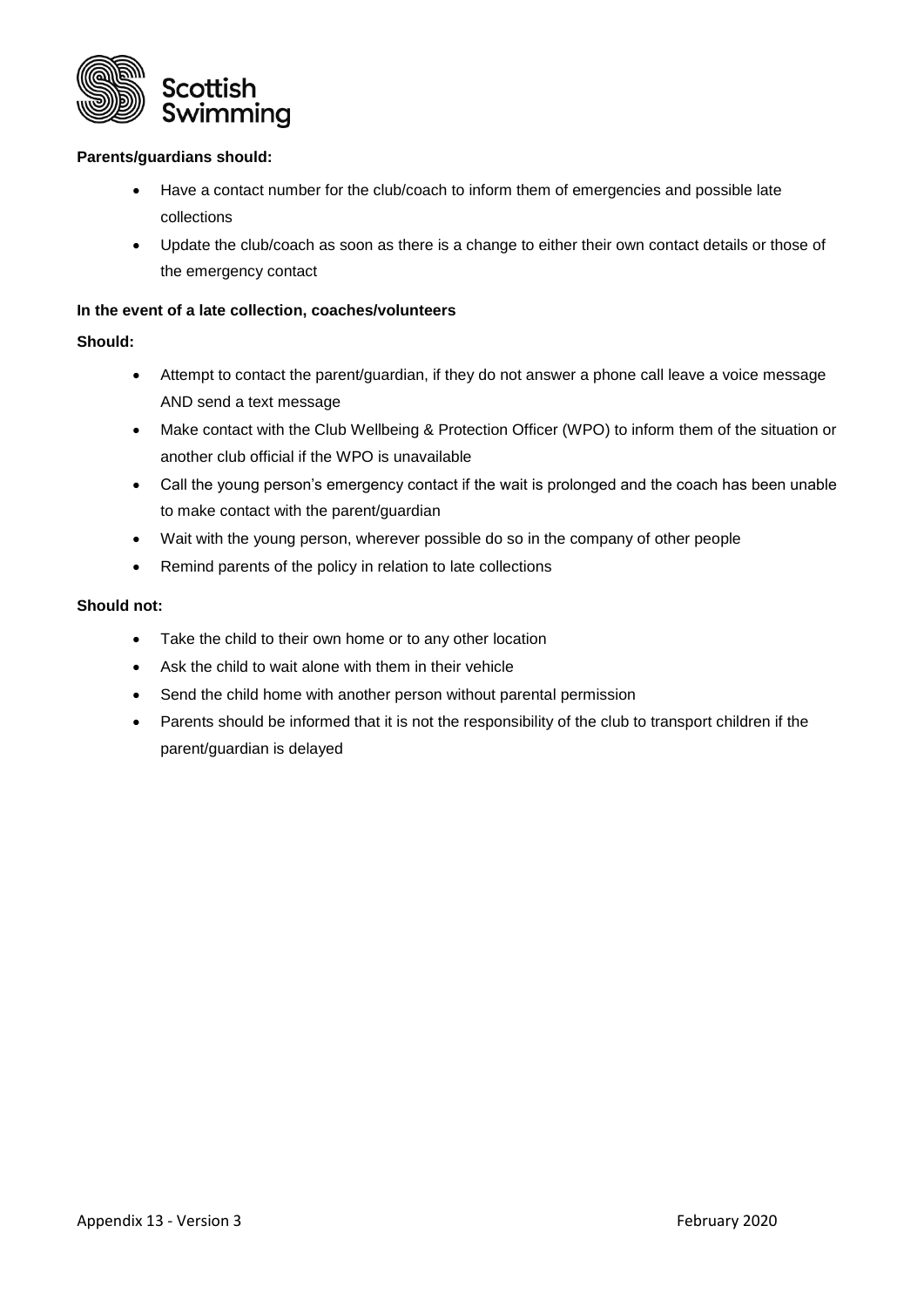**Parents/guardians should:**

- Have a contact number for the club/coach to inform them of emergencies and possible late collections
- Update the club/coach as soon as there is a change to either their own contact details or those of the emergency contact

**In the event of a late collection, coaches/volunteers**

**Should:**

- Attempt to contact the parent/guardian, if they do not answer a phone call leave a voice message AND send a text message
- Make contact with the Club Wellbeing & Protection Officer (WPO) to inform them of the situation or another club official if the WPO is unavailable
- Call the young person's emergency contact if the wait is prolonged and the coach has been unable to make contact with the parent/guardian
- Wait with the young person, wherever possible do so in the company of other people
- Remind parents of the policy in relation to late collections

**Should not:**

- Take the child to their own home or to any other location
- Ask the child to wait alone with them in their vehicle
- Send the child home with another person without parental permission
- Parents should be informed that it is not the responsibility of the club to transport children if the parent/guardian is delayed